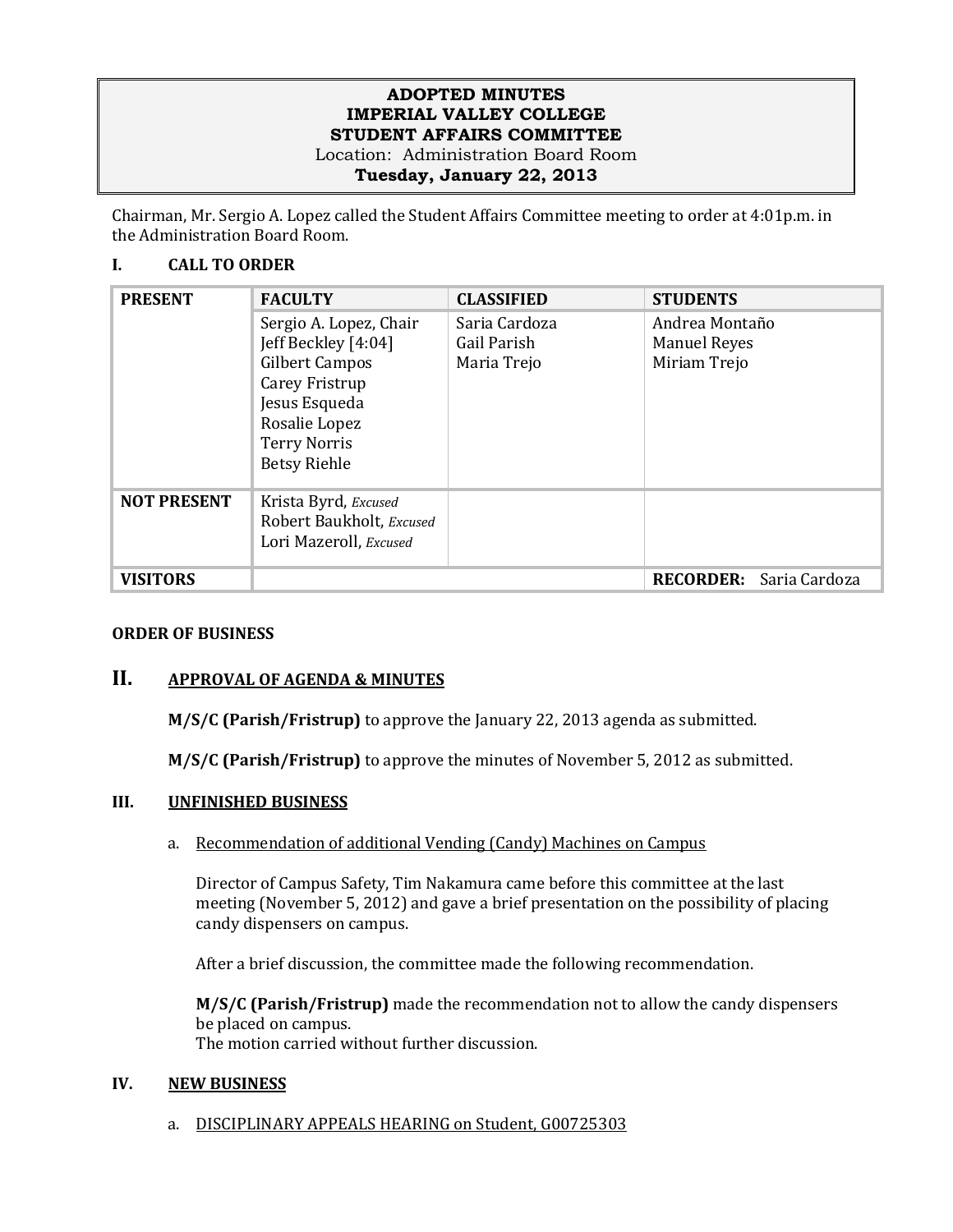# ADOPTED MINUTES
# IMPERIAL VALLEY COLLEGE
# STUDENT AFFAIRS COMMITTEE

Location: Administration Board Room

**Tuesday, January 22, 2013**

Chairman, Mr. Sergio A. Lopez called the Student Affairs Committee meeting to order at 4:01p.m. in the Administration Board Room.

## I. CALL TO ORDER

| PRESENT | FACULTY | CLASSIFIED | STUDENTS |
|---|---|---|---|
| | Sergio A. Lopez, Chair<br>Jeff Beckley [4:04]<br>Gilbert Campos<br>Carey Fristrup<br>Jesus Esqueda<br>Rosalie Lopez<br>Terry Norris<br>Betsy Riehle | Saria Cardoza<br>Gail Parish<br>Maria Trejo | Andrea Montaño<br>Manuel Reyes<br>Miriam Trejo |
| **NOT PRESENT** | Krista Byrd, *Excused*<br>Robert Baukholt, *Excused*<br>Lori Mazeroll, *Excused* | | |
| **VISITORS** | | | **RECORDER:** Saria Cardoza |

**ORDER OF BUSINESS**

## II. APPROVAL OF AGENDA & MINUTES

**M/S/C (Parish/Fristrup)** to approve the January 22, 2013 agenda as submitted.

**M/S/C (Parish/Fristrup)** to approve the minutes of November 5, 2012 as submitted.

## III. UNFINISHED BUSINESS

a. Recommendation of additional Vending (Candy) Machines on Campus

Director of Campus Safety, Tim Nakamura came before this committee at the last meeting (November 5, 2012) and gave a brief presentation on the possibility of placing candy dispensers on campus.

After a brief discussion, the committee made the following recommendation.

**M/S/C (Parish/Fristrup)** made the recommendation not to allow the candy dispensers be placed on campus.
The motion carried without further discussion.

## IV. NEW BUSINESS

a. DISCIPLINARY APPEALS HEARING on Student, G00725303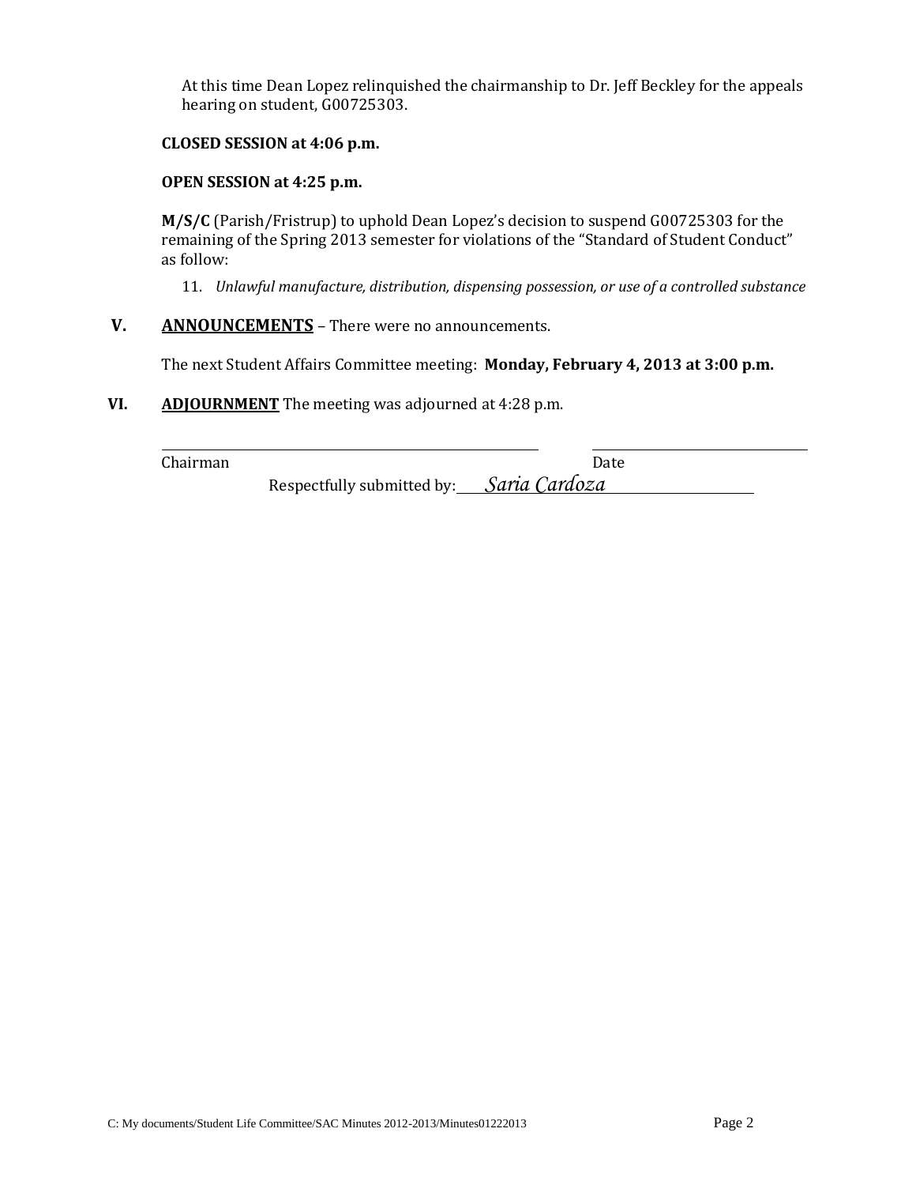At this time Dean Lopez relinquished the chairmanship to Dr. Jeff Beckley for the appeals hearing on student, G00725303.

**CLOSED SESSION at 4:06 p.m.**

**OPEN SESSION at 4:25 p.m.**

**M/S/C** (Parish/Fristrup) to uphold Dean Lopez's decision to suspend G00725303 for the remaining of the Spring 2013 semester for violations of the "Standard of Student Conduct" as follow:

11. *Unlawful manufacture, distribution, dispensing possession, or use of a controlled substance*

## V. ANNOUNCEMENTS – There were no announcements.

The next Student Affairs Committee meeting: **Monday, February 4, 2013 at 3:00 p.m.**

## VI. ADJOURNMENT The meeting was adjourned at 4:28 p.m.

\_\_\_\_\_\_\_\_\_\_\_\_\_\_\_\_\_\_\_\_\_\_\_\_\_\_\_\_\_\_\_\_ \_\_\_\_\_\_\_\_\_\_\_\_\_\_\_\_\_\_\_\_

Chairman Date

Respectfully submitted by: *Saria Cardoza*

C: My documents/Student Life Committee/SAC Minutes 2012-2013/Minutes01222013